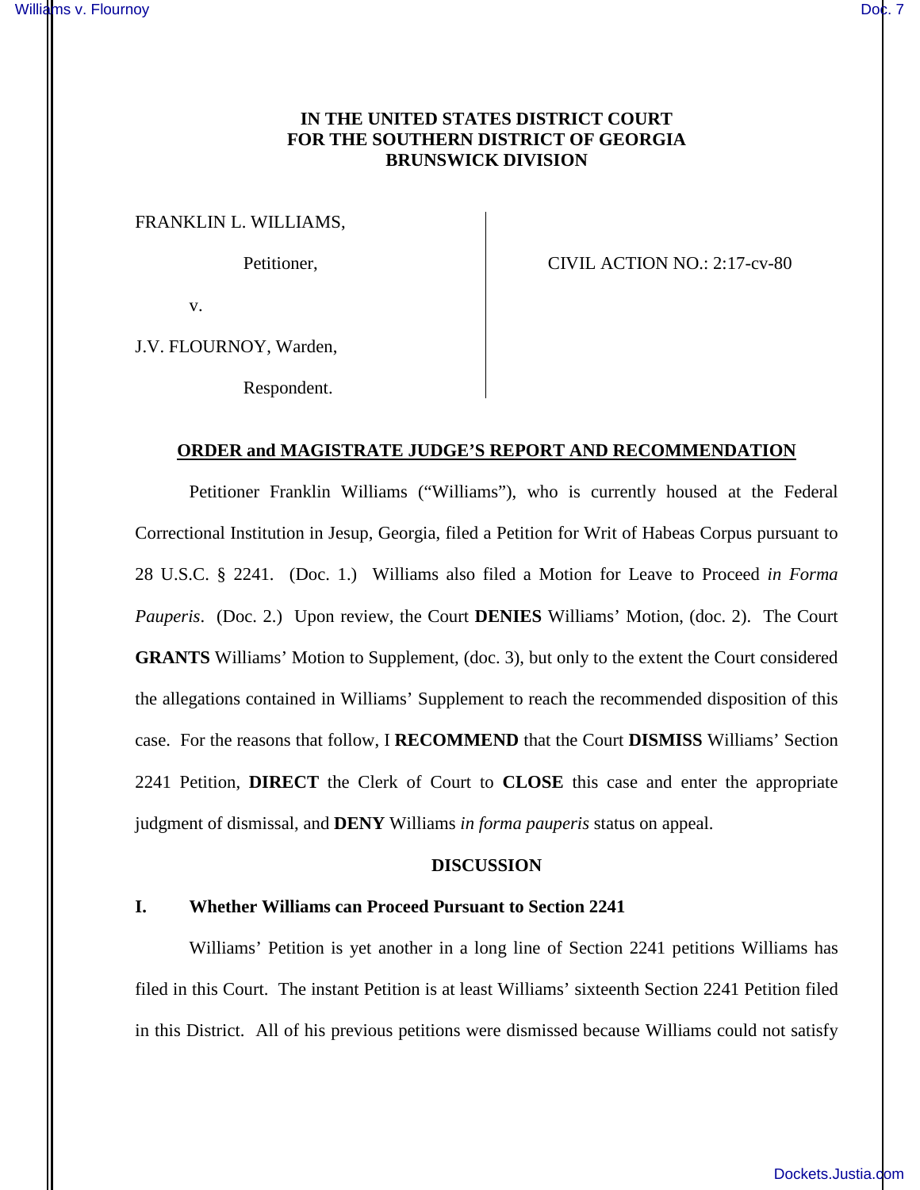**IN THE UNITED STATES DISTRICT COURT**
**FOR THE SOUTHERN DISTRICT OF GEORGIA**
**BRUNSWICK DIVISION**

FRANKLIN L. WILLIAMS,

Petitioner,

v.

J.V. FLOURNOY, Warden,

Respondent.

CIVIL ACTION NO.: 2:17-cv-80

**ORDER and MAGISTRATE JUDGE'S REPORT AND RECOMMENDATION**

Petitioner Franklin Williams ("Williams"), who is currently housed at the Federal Correctional Institution in Jesup, Georgia, filed a Petition for Writ of Habeas Corpus pursuant to 28 U.S.C. § 2241. (Doc. 1.) Williams also filed a Motion for Leave to Proceed *in Forma Pauperis*. (Doc. 2.) Upon review, the Court **DENIES** Williams' Motion, (doc. 2). The Court **GRANTS** Williams' Motion to Supplement, (doc. 3), but only to the extent the Court considered the allegations contained in Williams' Supplement to reach the recommended disposition of this case. For the reasons that follow, I **RECOMMEND** that the Court **DISMISS** Williams' Section 2241 Petition, **DIRECT** the Clerk of Court to **CLOSE** this case and enter the appropriate judgment of dismissal, and **DENY** Williams *in forma pauperis* status on appeal.

## DISCUSSION

### I. Whether Williams can Proceed Pursuant to Section 2241

Williams' Petition is yet another in a long line of Section 2241 petitions Williams has filed in this Court. The instant Petition is at least Williams' sixteenth Section 2241 Petition filed in this District. All of his previous petitions were dismissed because Williams could not satisfy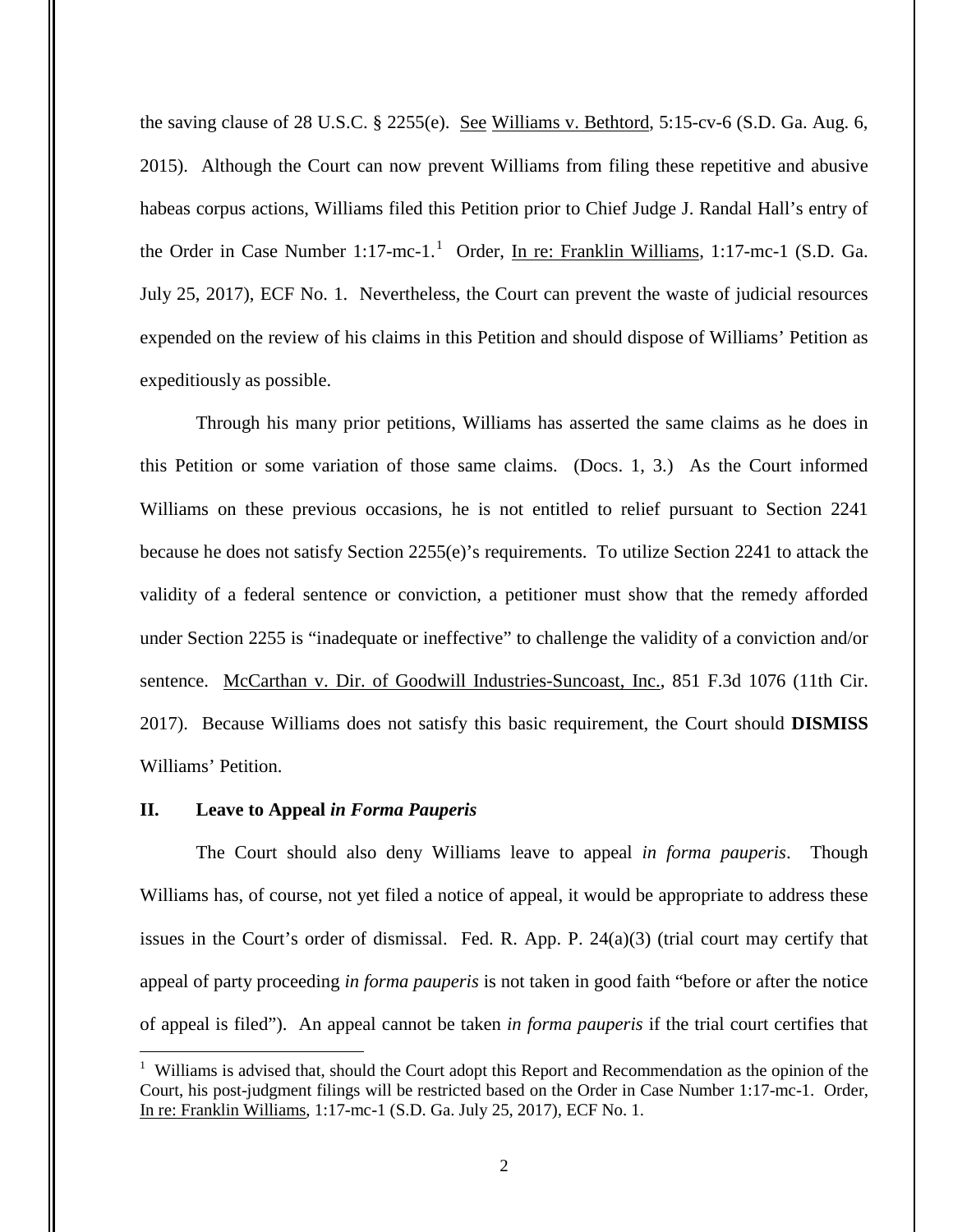the saving clause of 28 U.S.C. § 2255(e). See Williams v. Bethtord, 5:15-cv-6 (S.D. Ga. Aug. 6, 2015). Although the Court can now prevent Williams from filing these repetitive and abusive habeas corpus actions, Williams filed this Petition prior to Chief Judge J. Randal Hall's entry of the Order in Case Number 1:17-mc-1.[1] Order, In re: Franklin Williams, 1:17-mc-1 (S.D. Ga. July 25, 2017), ECF No. 1. Nevertheless, the Court can prevent the waste of judicial resources expended on the review of his claims in this Petition and should dispose of Williams' Petition as expeditiously as possible.

Through his many prior petitions, Williams has asserted the same claims as he does in this Petition or some variation of those same claims. (Docs. 1, 3.) As the Court informed Williams on these previous occasions, he is not entitled to relief pursuant to Section 2241 because he does not satisfy Section 2255(e)'s requirements. To utilize Section 2241 to attack the validity of a federal sentence or conviction, a petitioner must show that the remedy afforded under Section 2255 is "inadequate or ineffective" to challenge the validity of a conviction and/or sentence. McCarthan v. Dir. of Goodwill Industries-Suncoast, Inc., 851 F.3d 1076 (11th Cir. 2017). Because Williams does not satisfy this basic requirement, the Court should **DISMISS** Williams' Petition.

## II. Leave to Appeal *in Forma Pauperis*

The Court should also deny Williams leave to appeal *in forma pauperis*. Though Williams has, of course, not yet filed a notice of appeal, it would be appropriate to address these issues in the Court's order of dismissal. Fed. R. App. P. 24(a)(3) (trial court may certify that appeal of party proceeding *in forma pauperis* is not taken in good faith "before or after the notice of appeal is filed"). An appeal cannot be taken *in forma pauperis* if the trial court certifies that

[1] Williams is advised that, should the Court adopt this Report and Recommendation as the opinion of the Court, his post-judgment filings will be restricted based on the Order in Case Number 1:17-mc-1. Order, In re: Franklin Williams, 1:17-mc-1 (S.D. Ga. July 25, 2017), ECF No. 1.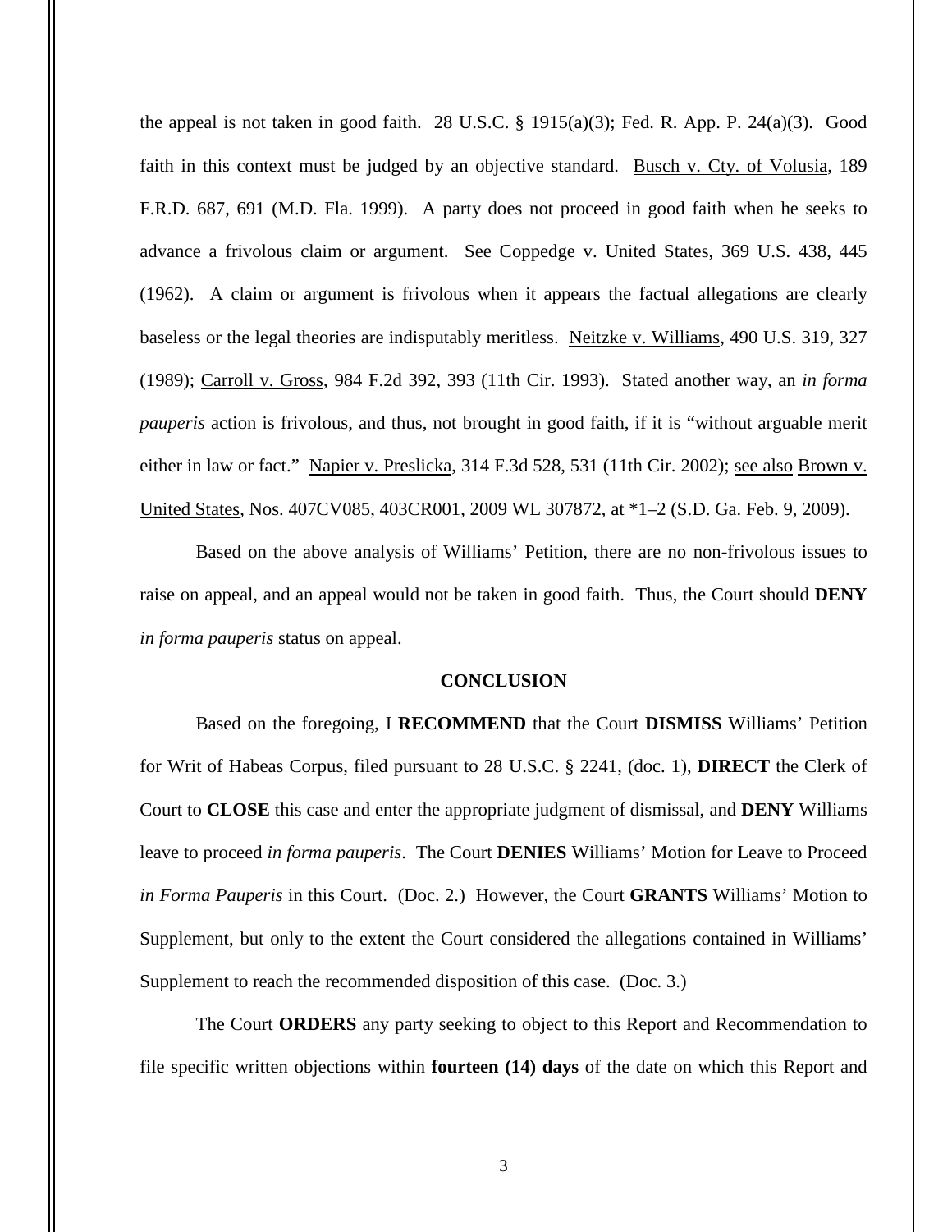the appeal is not taken in good faith. 28 U.S.C. § 1915(a)(3); Fed. R. App. P. 24(a)(3). Good faith in this context must be judged by an objective standard. Busch v. Cty. of Volusia, 189 F.R.D. 687, 691 (M.D. Fla. 1999). A party does not proceed in good faith when he seeks to advance a frivolous claim or argument. See Coppedge v. United States, 369 U.S. 438, 445 (1962). A claim or argument is frivolous when it appears the factual allegations are clearly baseless or the legal theories are indisputably meritless. Neitzke v. Williams, 490 U.S. 319, 327 (1989); Carroll v. Gross, 984 F.2d 392, 393 (11th Cir. 1993). Stated another way, an *in forma pauperis* action is frivolous, and thus, not brought in good faith, if it is "without arguable merit either in law or fact." Napier v. Preslicka, 314 F.3d 528, 531 (11th Cir. 2002); see also Brown v. United States, Nos. 407CV085, 403CR001, 2009 WL 307872, at *1–2 (S.D. Ga. Feb. 9, 2009).

Based on the above analysis of Williams' Petition, there are no non-frivolous issues to raise on appeal, and an appeal would not be taken in good faith. Thus, the Court should **DENY** *in forma pauperis* status on appeal.

## CONCLUSION

Based on the foregoing, I **RECOMMEND** that the Court **DISMISS** Williams' Petition for Writ of Habeas Corpus, filed pursuant to 28 U.S.C. § 2241, (doc. 1), **DIRECT** the Clerk of Court to **CLOSE** this case and enter the appropriate judgment of dismissal, and **DENY** Williams leave to proceed *in forma pauperis*. The Court **DENIES** Williams' Motion for Leave to Proceed *in Forma Pauperis* in this Court. (Doc. 2.) However, the Court **GRANTS** Williams' Motion to Supplement, but only to the extent the Court considered the allegations contained in Williams' Supplement to reach the recommended disposition of this case. (Doc. 3.)

The Court **ORDERS** any party seeking to object to this Report and Recommendation to file specific written objections within **fourteen (14) days** of the date on which this Report and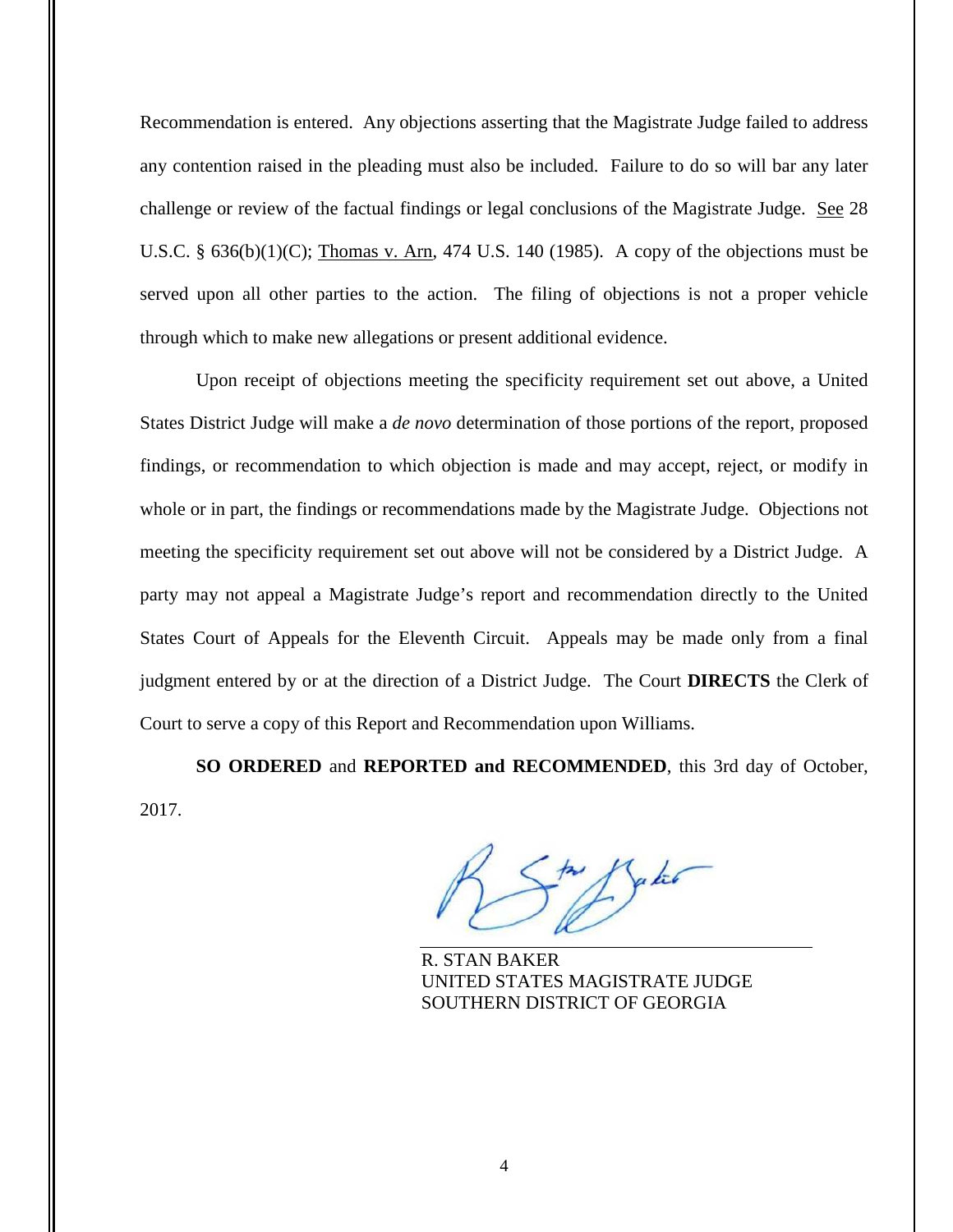Recommendation is entered. Any objections asserting that the Magistrate Judge failed to address any contention raised in the pleading must also be included. Failure to do so will bar any later challenge or review of the factual findings or legal conclusions of the Magistrate Judge. See 28 U.S.C. § 636(b)(1)(C); Thomas v. Arn, 474 U.S. 140 (1985). A copy of the objections must be served upon all other parties to the action. The filing of objections is not a proper vehicle through which to make new allegations or present additional evidence.

Upon receipt of objections meeting the specificity requirement set out above, a United States District Judge will make a *de novo* determination of those portions of the report, proposed findings, or recommendation to which objection is made and may accept, reject, or modify in whole or in part, the findings or recommendations made by the Magistrate Judge. Objections not meeting the specificity requirement set out above will not be considered by a District Judge. A party may not appeal a Magistrate Judge's report and recommendation directly to the United States Court of Appeals for the Eleventh Circuit. Appeals may be made only from a final judgment entered by or at the direction of a District Judge. The Court **DIRECTS** the Clerk of Court to serve a copy of this Report and Recommendation upon Williams.

**SO ORDERED** and **REPORTED and RECOMMENDED**, this 3rd day of October, 2017.

R. STAN BAKER
UNITED STATES MAGISTRATE JUDGE
SOUTHERN DISTRICT OF GEORGIA